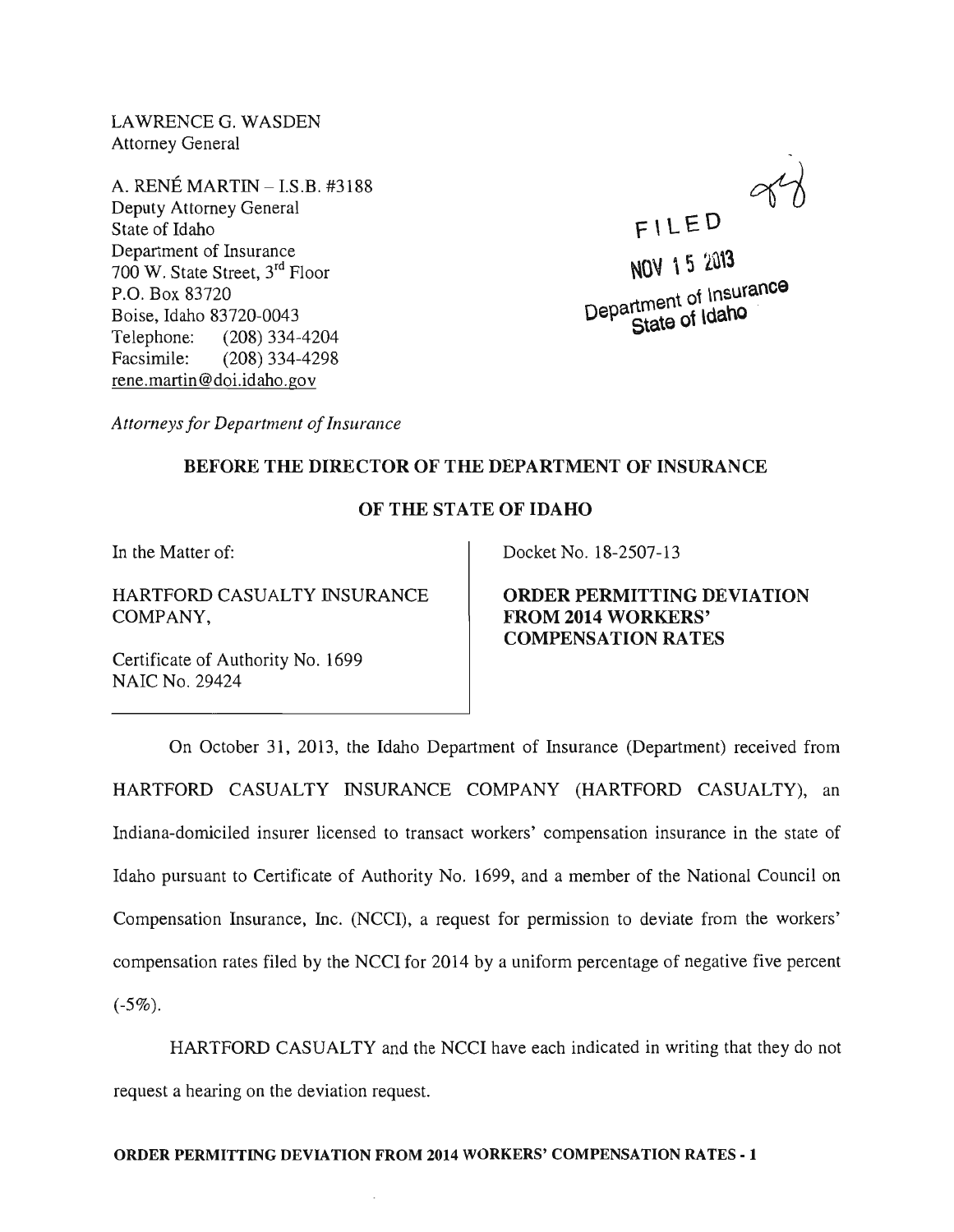LAWRENCE G. WASDEN
Attorney General

A. RENÉ MARTIN – I.S.B. #3188
Deputy Attorney General
State of Idaho
Department of Insurance
700 W. State Street, 3rd Floor
P.O. Box 83720
Boise, Idaho 83720-0043
Telephone: (208) 334-4204
Facsimile: (208) 334-4298
rene.martin@doi.idaho.gov

FILED
NOV 15 2013
Department of Insurance
State of Idaho

*Attorneys for Department of Insurance*

**BEFORE THE DIRECTOR OF THE DEPARTMENT OF INSURANCE**

**OF THE STATE OF IDAHO**

In the Matter of:

HARTFORD CASUALTY INSURANCE COMPANY,

Certificate of Authority No. 1699
NAIC No. 29424

Docket No. 18-2507-13

**ORDER PERMITTING DEVIATION FROM 2014 WORKERS' COMPENSATION RATES**

On October 31, 2013, the Idaho Department of Insurance (Department) received from HARTFORD CASUALTY INSURANCE COMPANY (HARTFORD CASUALTY), an Indiana-domiciled insurer licensed to transact workers' compensation insurance in the state of Idaho pursuant to Certificate of Authority No. 1699, and a member of the National Council on Compensation Insurance, Inc. (NCCI), a request for permission to deviate from the workers' compensation rates filed by the NCCI for 2014 by a uniform percentage of negative five percent (-5%).

HARTFORD CASUALTY and the NCCI have each indicated in writing that they do not request a hearing on the deviation request.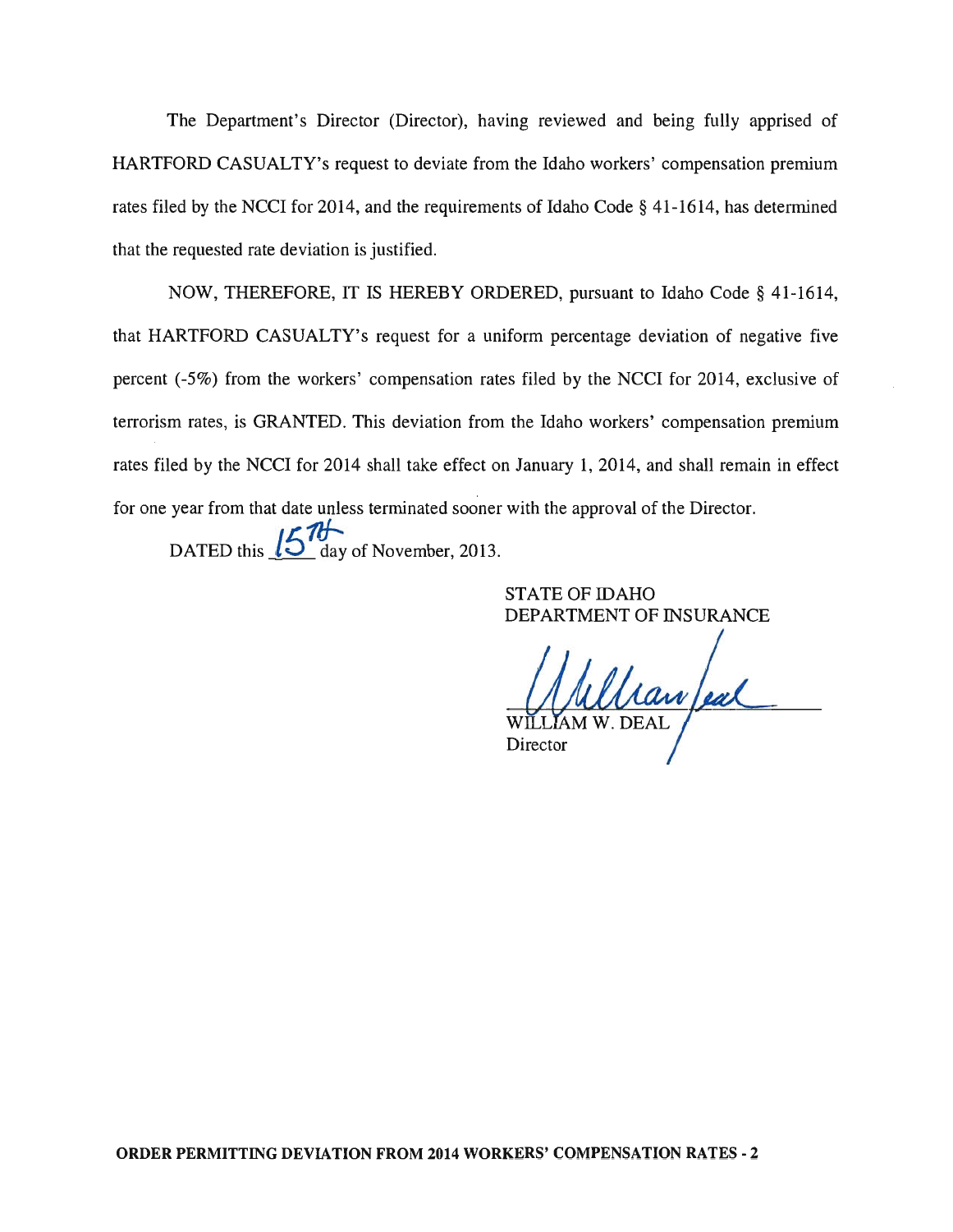The Department's Director (Director), having reviewed and being fully apprised of HARTFORD CASUALTY's request to deviate from the Idaho workers' compensation premium rates filed by the NCCI for 2014, and the requirements of Idaho Code § 41-1614, has determined that the requested rate deviation is justified.

NOW, THEREFORE, IT IS HEREBY ORDERED, pursuant to Idaho Code § 41-1614, that HARTFORD CASUALTY's request for a uniform percentage deviation of negative five percent (-5%) from the workers' compensation rates filed by the NCCI for 2014, exclusive of terrorism rates, is GRANTED. This deviation from the Idaho workers' compensation premium rates filed by the NCCI for 2014 shall take effect on January 1, 2014, and shall remain in effect for one year from that date unless terminated sooner with the approval of the Director.

DATED this 15th day of November, 2013.

STATE OF IDAHO
DEPARTMENT OF INSURANCE

WILLIAM W. DEAL
Director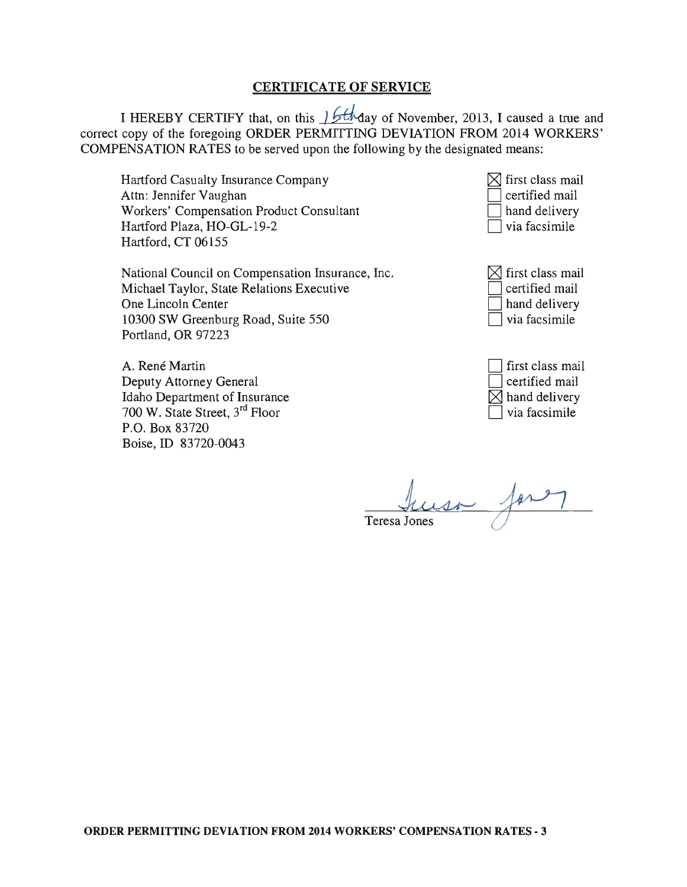## CERTIFICATE OF SERVICE

I HEREBY CERTIFY that, on this 16th day of November, 2013, I caused a true and correct copy of the foregoing ORDER PERMITTING DEVIATION FROM 2014 WORKERS' COMPENSATION RATES to be served upon the following by the designated means:

| | |
|---|---|
| Hartford Casualty Insurance Company<br>Attn: Jennifer Vaughan<br>Workers' Compensation Product Consultant<br>Hartford Plaza, HO-GL-19-2<br>Hartford, CT 06155 | ☒ first class mail<br>☐ certified mail<br>☐ hand delivery<br>☐ via facsimile |
| National Council on Compensation Insurance, Inc.<br>Michael Taylor, State Relations Executive<br>One Lincoln Center<br>10300 SW Greenburg Road, Suite 550<br>Portland, OR 97223 | ☒ first class mail<br>☐ certified mail<br>☐ hand delivery<br>☐ via facsimile |
| A. René Martin<br>Deputy Attorney General<br>Idaho Department of Insurance<br>700 W. State Street, 3rd Floor<br>P.O. Box 83720<br>Boise, ID 83720-0043 | ☐ first class mail<br>☐ certified mail<br>☒ hand delivery<br>☐ via facsimile |

Teresa Jones

Teresa Jones